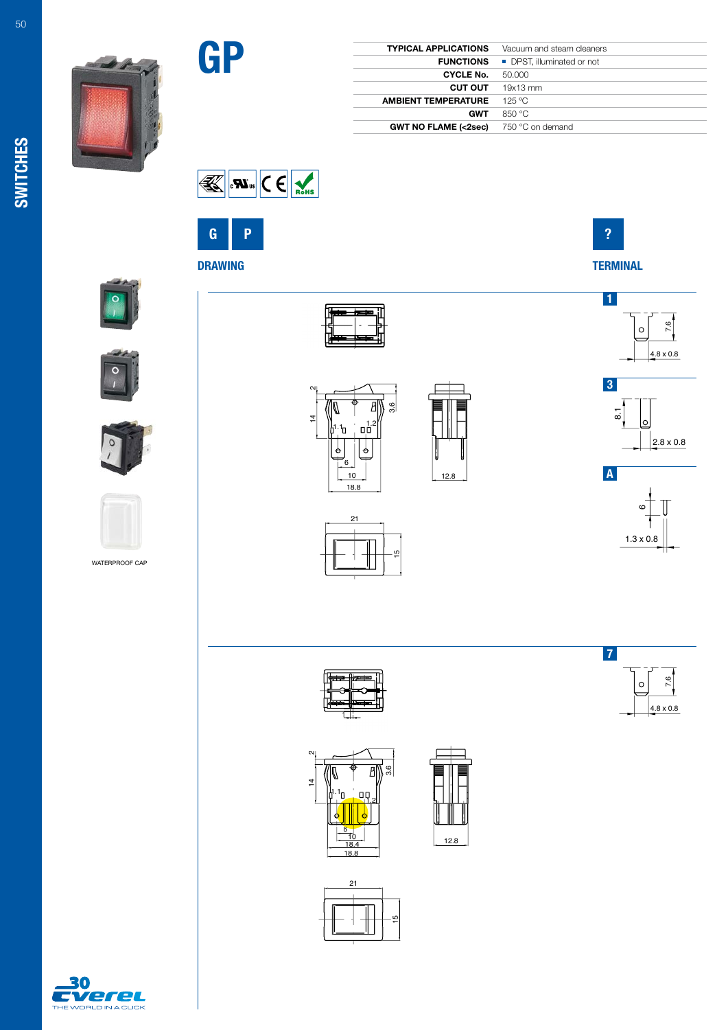# GP

| TYPICAL APPLICATIONS | Vacuum and steam cleaners |
|---|---|
| FUNCTIONS | ■ DPST, illuminated or not |
| CYCLE No. | 50.000 |
| CUT OUT | 19x13 mm |
| AMBIENT TEMPERATURE | 125 °C |
| GWT | 850 °C |
| GWT NO FLAME (<2sec) | 750 °C on demand |

G P

?

## DRAWING

## TERMINAL

1 — 7.6 — 4.8 x 0.8

3 — 8.1 — 2.8 x 0.8

A — 6 — 1.3 x 0.8

2 — 3.6 — 14 — 1.1 — 1.2 — 6 — 10 — 18.8 — 12.8

21 — 15

7 — 7.6 — 4.8 x 0.8

2 — 3.6 — 14 — 1.1 — 1.2 — 6 — 10 — 18.4 — 18.8 — 12.8

21 — 15

WATERPROOF CAP

SWITCHES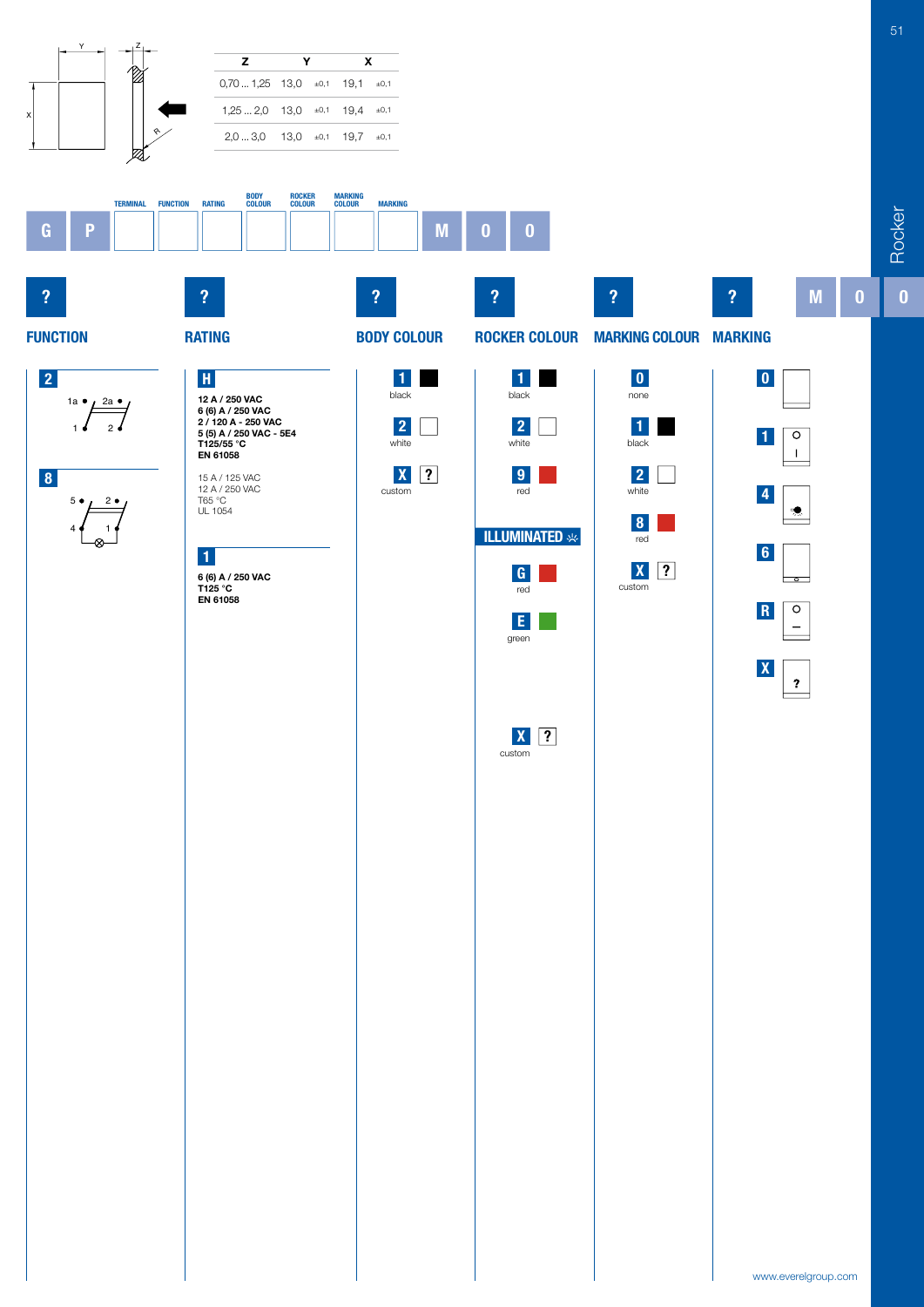| Z | Y | | X | |
|---|---|---|---|---|
| 0,70 ... 1,25 | 13,0 | ±0,1 | 19,1 | ±0,1 |
| 1,25 ... 2,0 | 13,0 | ±0,1 | 19,4 | ±0,1 |
| 2,0 ... 3,0 | 13,0 | ±0,1 | 19,7 | ±0,1 |

| G | P | TERMINAL | FUNCTION | RATING | BODY COLOUR | ROCKER COLOUR | MARKING COLOUR | MARKING | M | 0 | 0 |
|---|---|---|---|---|---|---|---|---|---|---|---|

? FUNCTION | ? RATING | ? BODY COLOUR | ? ROCKER COLOUR | ? MARKING COLOUR | ? MARKING | M | 0 | 0

## FUNCTION

**2**

1a 2a
1 2

**8**

5 2
4 1

## RATING

**H**

**12 A / 250 VAC**
**6 (6) A / 250 VAC**
**2 / 120 A - 250 VAC**
**5 (5) A / 250 VAC - 5E4**
**T125/55 °C**
**EN 61058**

15 A / 125 VAC
12 A / 250 VAC
T65 °C
UL 1054

**1**

**6 (6) A / 250 VAC**
**T125 °C**
**EN 61058**

## BODY COLOUR

- **1** black
- **2** white
- **X** custom

## ROCKER COLOUR

- **1** black
- **2** white
- **9** red

**ILLUMINATED**

- **G** red
- **E** green
- **X** custom

## MARKING COLOUR

- **0** none
- **1** black
- **2** white
- **8** red
- **X** custom

## MARKING

- **0**
- **1**
- **4**
- **6**
- **R**
- **X**

www.everelgroup.com